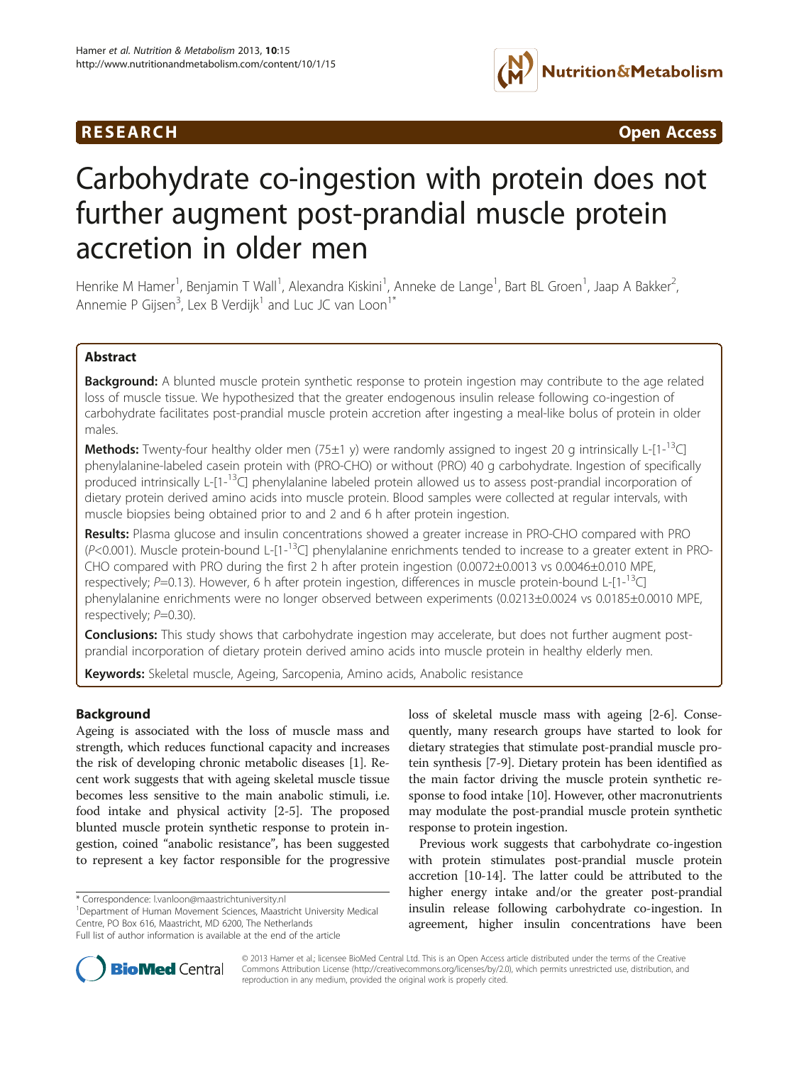**RESEARCH** **Open Access**

# Carbohydrate co-ingestion with protein does not further augment post-prandial muscle protein accretion in older men

Henrike M Hamer[1], Benjamin T Wall[1], Alexandra Kiskini[1], Anneke de Lange[1], Bart BL Groen[1], Jaap A Bakker[2], Annemie P Gijsen[3], Lex B Verdijk[1] and Luc JC van Loon[1*]

## Abstract

**Background:** A blunted muscle protein synthetic response to protein ingestion may contribute to the age related loss of muscle tissue. We hypothesized that the greater endogenous insulin release following co-ingestion of carbohydrate facilitates post-prandial muscle protein accretion after ingesting a meal-like bolus of protein in older males.

**Methods:** Twenty-four healthy older men (75±1 y) were randomly assigned to ingest 20 g intrinsically L-[1-$^{13}$C] phenylalanine-labeled casein protein with (PRO-CHO) or without (PRO) 40 g carbohydrate. Ingestion of specifically produced intrinsically L-[1-$^{13}$C] phenylalanine labeled protein allowed us to assess post-prandial incorporation of dietary protein derived amino acids into muscle protein. Blood samples were collected at regular intervals, with muscle biopsies being obtained prior to and 2 and 6 h after protein ingestion.

**Results:** Plasma glucose and insulin concentrations showed a greater increase in PRO-CHO compared with PRO ($P<0.001$). Muscle protein-bound L-[1-$^{13}$C] phenylalanine enrichments tended to increase to a greater extent in PRO-CHO compared with PRO during the first 2 h after protein ingestion (0.0072±0.0013 vs 0.0046±0.010 MPE, respectively; $P=0.13$). However, 6 h after protein ingestion, differences in muscle protein-bound L-[1-$^{13}$C] phenylalanine enrichments were no longer observed between experiments (0.0213±0.0024 vs 0.0185±0.0010 MPE, respectively; $P=0.30$).

**Conclusions:** This study shows that carbohydrate ingestion may accelerate, but does not further augment post-prandial incorporation of dietary protein derived amino acids into muscle protein in healthy elderly men.

**Keywords:** Skeletal muscle, Ageing, Sarcopenia, Amino acids, Anabolic resistance

## Background

Ageing is associated with the loss of muscle mass and strength, which reduces functional capacity and increases the risk of developing chronic metabolic diseases [1]. Recent work suggests that with ageing skeletal muscle tissue becomes less sensitive to the main anabolic stimuli, i.e. food intake and physical activity [2-5]. The proposed blunted muscle protein synthetic response to protein ingestion, coined "anabolic resistance", has been suggested to represent a key factor responsible for the progressive loss of skeletal muscle mass with ageing [2-6]. Consequently, many research groups have started to look for dietary strategies that stimulate post-prandial muscle protein synthesis [7-9]. Dietary protein has been identified as the main factor driving the muscle protein synthetic response to food intake [10]. However, other macronutrients may modulate the post-prandial muscle protein synthetic response to protein ingestion.

Previous work suggests that carbohydrate co-ingestion with protein stimulates post-prandial muscle protein accretion [10-14]. The latter could be attributed to the higher energy intake and/or the greater post-prandial insulin release following carbohydrate co-ingestion. In agreement, higher insulin concentrations have been

\* Correspondence: l.vanloon@maastrichtuniversity.nl
[1]Department of Human Movement Sciences, Maastricht University Medical Centre, PO Box 616, Maastricht, MD 6200, The Netherlands
Full list of author information is available at the end of the article

© 2013 Hamer et al.; licensee BioMed Central Ltd. This is an Open Access article distributed under the terms of the Creative Commons Attribution License (http://creativecommons.org/licenses/by/2.0), which permits unrestricted use, distribution, and reproduction in any medium, provided the original work is properly cited.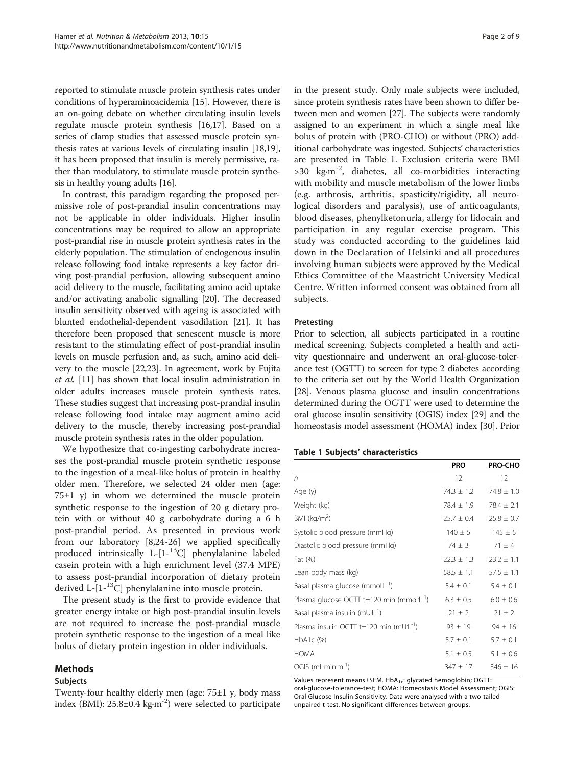reported to stimulate muscle protein synthesis rates under conditions of hyperaminoacidemia [15]. However, there is an on-going debate on whether circulating insulin levels regulate muscle protein synthesis [16,17]. Based on a series of clamp studies that assessed muscle protein synthesis rates at various levels of circulating insulin [18,19], it has been proposed that insulin is merely permissive, rather than modulatory, to stimulate muscle protein synthesis in healthy young adults [16].

In contrast, this paradigm regarding the proposed permissive role of post-prandial insulin concentrations may not be applicable in older individuals. Higher insulin concentrations may be required to allow an appropriate post-prandial rise in muscle protein synthesis rates in the elderly population. The stimulation of endogenous insulin release following food intake represents a key factor driving post-prandial perfusion, allowing subsequent amino acid delivery to the muscle, facilitating amino acid uptake and/or activating anabolic signalling [20]. The decreased insulin sensitivity observed with ageing is associated with blunted endothelial-dependent vasodilation [21]. It has therefore been proposed that senescent muscle is more resistant to the stimulating effect of post-prandial insulin levels on muscle perfusion and, as such, amino acid delivery to the muscle [22,23]. In agreement, work by Fujita *et al.* [11] has shown that local insulin administration in older adults increases muscle protein synthesis rates. These studies suggest that increasing post-prandial insulin release following food intake may augment amino acid delivery to the muscle, thereby increasing post-prandial muscle protein synthesis rates in the older population.

We hypothesize that co-ingesting carbohydrate increases the post-prandial muscle protein synthetic response to the ingestion of a meal-like bolus of protein in healthy older men. Therefore, we selected 24 older men (age: 75±1 y) in whom we determined the muscle protein synthetic response to the ingestion of 20 g dietary protein with or without 40 g carbohydrate during a 6 h post-prandial period. As presented in previous work from our laboratory [8,24-26] we applied specifically produced intrinsically L-[1-$^{13}$C] phenylalanine labeled casein protein with a high enrichment level (37.4 MPE) to assess post-prandial incorporation of dietary protein derived L-[1-$^{13}$C] phenylalanine into muscle protein.

The present study is the first to provide evidence that greater energy intake or high post-prandial insulin levels are not required to increase the post-prandial muscle protein synthetic response to the ingestion of a meal like bolus of dietary protein ingestion in older individuals.

## Methods

### Subjects

Twenty-four healthy elderly men (age: 75±1 y, body mass index (BMI): 25.8±0.4 kg·m$^{-2}$) were selected to participate in the present study. Only male subjects were included, since protein synthesis rates have been shown to differ between men and women [27]. The subjects were randomly assigned to an experiment in which a single meal like bolus of protein with (PRO-CHO) or without (PRO) additional carbohydrate was ingested. Subjects' characteristics are presented in Table 1. Exclusion criteria were BMI >30 kg·m$^{-2}$, diabetes, all co-morbidities interacting with mobility and muscle metabolism of the lower limbs (e.g. arthrosis, arthritis, spasticity/rigidity, all neurological disorders and paralysis), use of anticoagulants, blood diseases, phenylketonuria, allergy for lidocain and participation in any regular exercise program. This study was conducted according to the guidelines laid down in the Declaration of Helsinki and all procedures involving human subjects were approved by the Medical Ethics Committee of the Maastricht University Medical Centre. Written informed consent was obtained from all subjects.

### Pretesting

Prior to selection, all subjects participated in a routine medical screening. Subjects completed a health and activity questionnaire and underwent an oral-glucose-tolerance test (OGTT) to screen for type 2 diabetes according to the criteria set out by the World Health Organization [28]. Venous plasma glucose and insulin concentrations determined during the OGTT were used to determine the oral glucose insulin sensitivity (OGIS) index [29] and the homeostasis model assessment (HOMA) index [30]. Prior

**Table 1 Subjects' characteristics**

| | PRO | PRO-CHO |
|---|---|---|
| *n* | 12 | 12 |
| Age (y) | 74.3 ± 1.2 | 74.8 ± 1.0 |
| Weight (kg) | 78.4 ± 1.9 | 78.4 ± 2.1 |
| BMI (kg/m$^2$) | 25.7 ± 0.4 | 25.8 ± 0.7 |
| Systolic blood pressure (mmHg) | 140 ± 5 | 145 ± 5 |
| Diastolic blood pressure (mmHg) | 74 ± 3 | 71 ± 4 |
| Fat (%) | 22.3 ± 1.3 | 23.2 ± 1.1 |
| Lean body mass (kg) | 58.5 ± 1.1 | 57.5 ± 1.1 |
| Basal plasma glucose (mmol·L$^{-1}$) | 5.4 ± 0.1 | 5.4 ± 0.1 |
| Plasma glucose OGTT t=120 min (mmol·L$^{-1}$) | 6.3 ± 0.5 | 6.0 ± 0.6 |
| Basal plasma insulin (mU·L$^{-1}$) | 21 ± 2 | 21 ± 2 |
| Plasma insulin OGTT t=120 min (mU·L$^{-1}$) | 93 ± 19 | 94 ± 16 |
| HbA1c (%) | 5.7 ± 0.1 | 5.7 ± 0.1 |
| HOMA | 5.1 ± 0.5 | 5.1 ± 0.6 |
| OGIS (mL·min·m$^{-1}$) | 347 ± 17 | 346 ± 16 |

Values represent means±SEM. $HbA_{1c}$: glycated hemoglobin; OGTT: oral-glucose-tolerance-test; HOMA: Homeostasis Model Assessment; OGIS: Oral Glucose Insulin Sensitivity. Data were analysed with a two-tailed unpaired t-test. No significant differences between groups.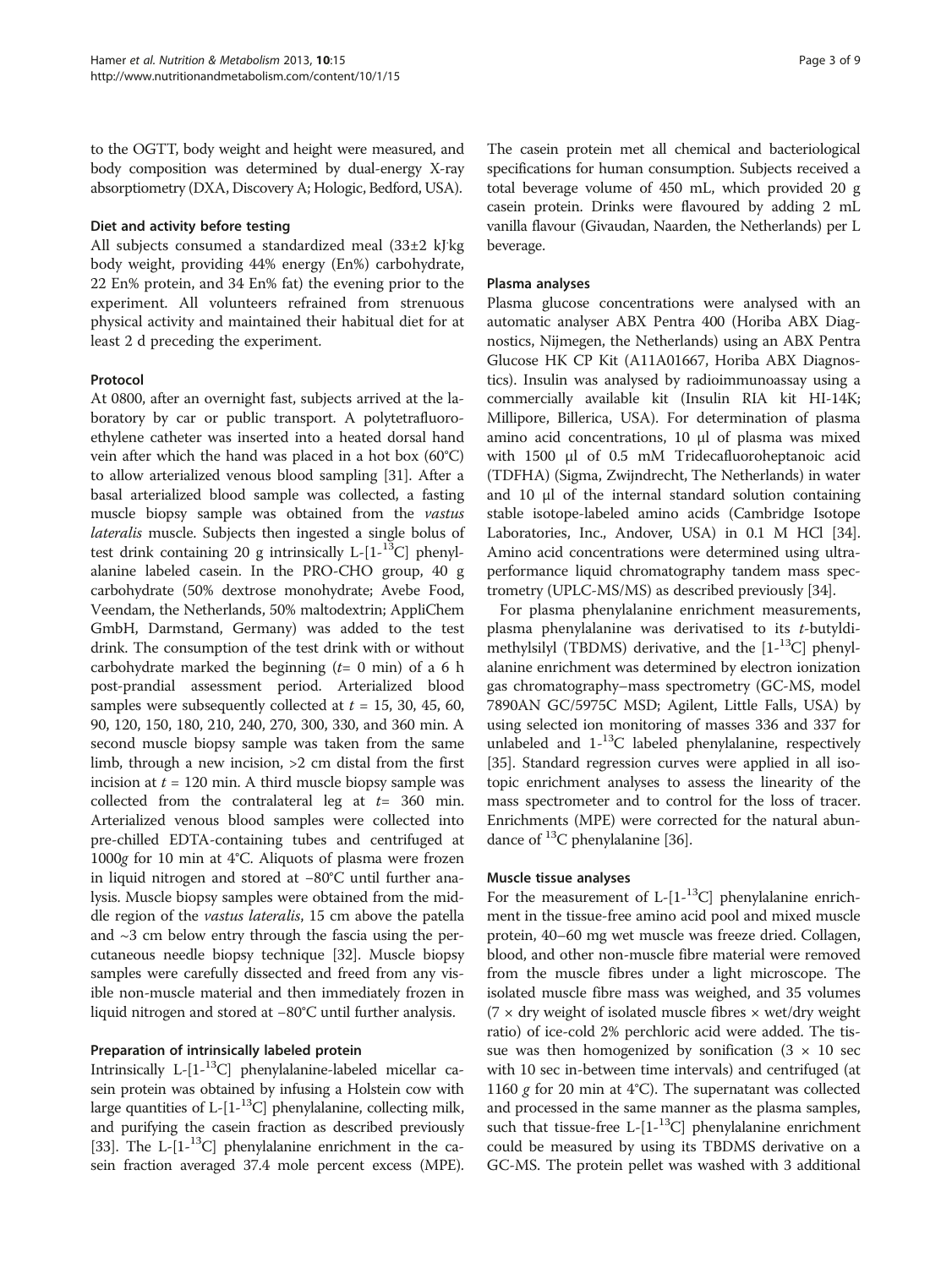to the OGTT, body weight and height were measured, and body composition was determined by dual-energy X-ray absorptiometry (DXA, Discovery A; Hologic, Bedford, USA).

### Diet and activity before testing

All subjects consumed a standardized meal (33±2 kJ·kg body weight, providing 44% energy (En%) carbohydrate, 22 En% protein, and 34 En% fat) the evening prior to the experiment. All volunteers refrained from strenuous physical activity and maintained their habitual diet for at least 2 d preceding the experiment.

### Protocol

At 0800, after an overnight fast, subjects arrived at the laboratory by car or public transport. A polytetrafluoroethylene catheter was inserted into a heated dorsal hand vein after which the hand was placed in a hot box (60°C) to allow arterialized venous blood sampling [31]. After a basal arterialized blood sample was collected, a fasting muscle biopsy sample was obtained from the *vastus lateralis* muscle. Subjects then ingested a single bolus of test drink containing 20 g intrinsically L-[1-$^{13}$C] phenylalanine labeled casein. In the PRO-CHO group, 40 g carbohydrate (50% dextrose monohydrate; Avebe Food, Veendam, the Netherlands, 50% maltodextrin; AppliChem GmbH, Darmstand, Germany) was added to the test drink. The consumption of the test drink with or without carbohydrate marked the beginning ($t$= 0 min) of a 6 h post-prandial assessment period. Arterialized blood samples were subsequently collected at $t$ = 15, 30, 45, 60, 90, 120, 150, 180, 210, 240, 270, 300, 330, and 360 min. A second muscle biopsy sample was taken from the same limb, through a new incision, >2 cm distal from the first incision at $t$ = 120 min. A third muscle biopsy sample was collected from the contralateral leg at $t$= 360 min. Arterialized venous blood samples were collected into pre-chilled EDTA-containing tubes and centrifuged at 1000*g* for 10 min at 4°C. Aliquots of plasma were frozen in liquid nitrogen and stored at −80°C until further analysis. Muscle biopsy samples were obtained from the middle region of the *vastus lateralis*, 15 cm above the patella and ~3 cm below entry through the fascia using the percutaneous needle biopsy technique [32]. Muscle biopsy samples were carefully dissected and freed from any visible non-muscle material and then immediately frozen in liquid nitrogen and stored at −80°C until further analysis.

### Preparation of intrinsically labeled protein

Intrinsically L-[1-$^{13}$C] phenylalanine-labeled micellar casein protein was obtained by infusing a Holstein cow with large quantities of L-[1-$^{13}$C] phenylalanine, collecting milk, and purifying the casein fraction as described previously [33]. The L-[1-$^{13}$C] phenylalanine enrichment in the casein fraction averaged 37.4 mole percent excess (MPE). The casein protein met all chemical and bacteriological specifications for human consumption. Subjects received a total beverage volume of 450 mL, which provided 20 g casein protein. Drinks were flavoured by adding 2 mL vanilla flavour (Givaudan, Naarden, the Netherlands) per L beverage.

### Plasma analyses

Plasma glucose concentrations were analysed with an automatic analyser ABX Pentra 400 (Horiba ABX Diagnostics, Nijmegen, the Netherlands) using an ABX Pentra Glucose HK CP Kit (A11A01667, Horiba ABX Diagnostics). Insulin was analysed by radioimmunoassay using a commercially available kit (Insulin RIA kit HI-14K; Millipore, Billerica, USA). For determination of plasma amino acid concentrations, 10 μl of plasma was mixed with 1500 μl of 0.5 mM Tridecafluoroheptanoic acid (TDFHA) (Sigma, Zwijndrecht, The Netherlands) in water and 10 μl of the internal standard solution containing stable isotope-labeled amino acids (Cambridge Isotope Laboratories, Inc., Andover, USA) in 0.1 M HCl [34]. Amino acid concentrations were determined using ultra-performance liquid chromatography tandem mass spectrometry (UPLC-MS/MS) as described previously [34].

For plasma phenylalanine enrichment measurements, plasma phenylalanine was derivatised to its *t*-butyldimethylsilyl (TBDMS) derivative, and the [1-$^{13}$C] phenylalanine enrichment was determined by electron ionization gas chromatography–mass spectrometry (GC-MS, model 7890AN GC/5975C MSD; Agilent, Little Falls, USA) by using selected ion monitoring of masses 336 and 337 for unlabeled and 1-$^{13}$C labeled phenylalanine, respectively [35]. Standard regression curves were applied in all isotopic enrichment analyses to assess the linearity of the mass spectrometer and to control for the loss of tracer. Enrichments (MPE) were corrected for the natural abundance of $^{13}$C phenylalanine [36].

### Muscle tissue analyses

For the measurement of L-[1-$^{13}$C] phenylalanine enrichment in the tissue-free amino acid pool and mixed muscle protein, 40–60 mg wet muscle was freeze dried. Collagen, blood, and other non-muscle fibre material were removed from the muscle fibres under a light microscope. The isolated muscle fibre mass was weighed, and 35 volumes (7 × dry weight of isolated muscle fibres × wet/dry weight ratio) of ice-cold 2% perchloric acid were added. The tissue was then homogenized by sonification (3 × 10 sec with 10 sec in-between time intervals) and centrifuged (at 1160 *g* for 20 min at 4°C). The supernatant was collected and processed in the same manner as the plasma samples, such that tissue-free L-[1-$^{13}$C] phenylalanine enrichment could be measured by using its TBDMS derivative on a GC-MS. The protein pellet was washed with 3 additional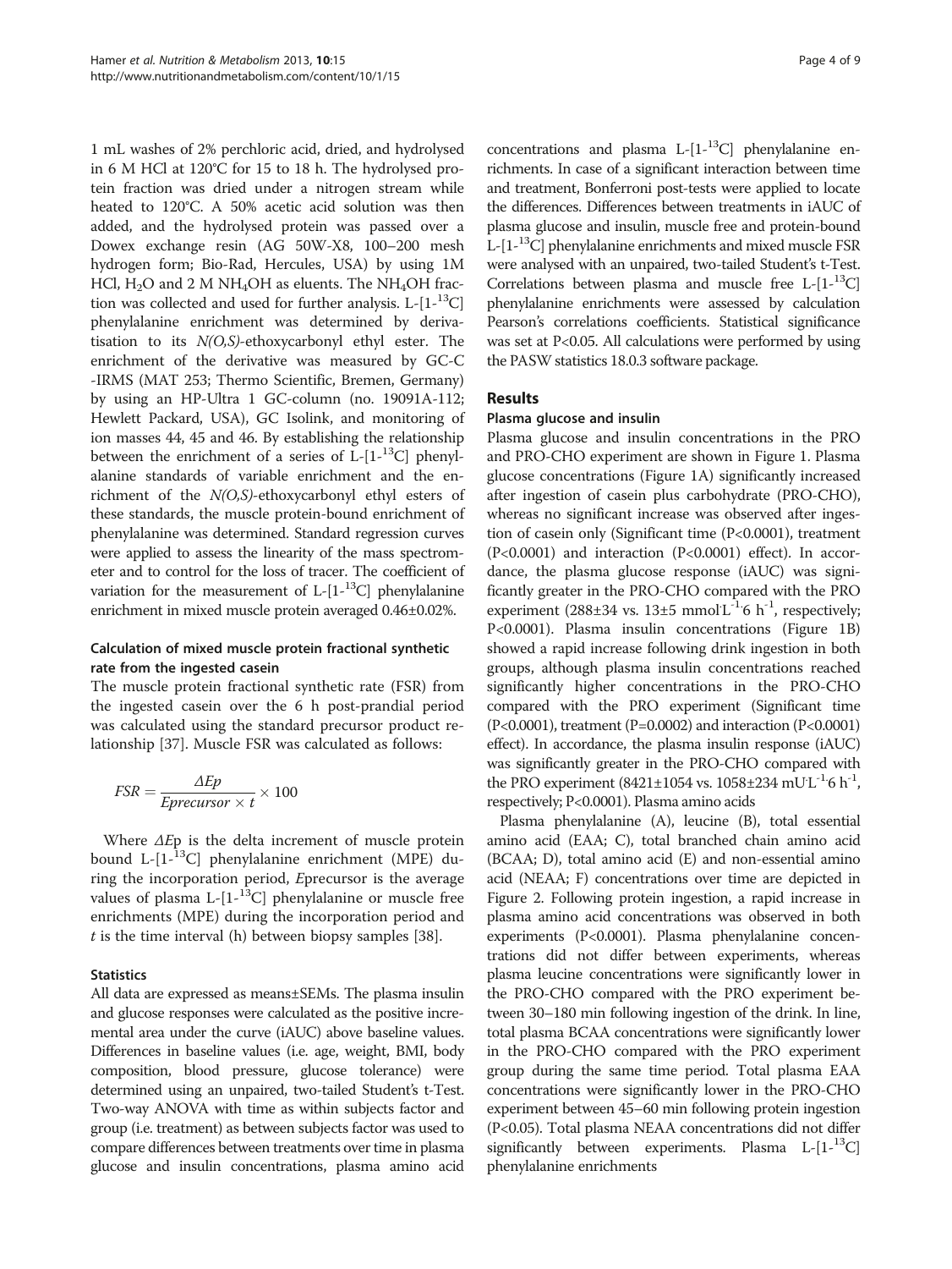1 mL washes of 2% perchloric acid, dried, and hydrolysed in 6 M HCl at 120°C for 15 to 18 h. The hydrolysed protein fraction was dried under a nitrogen stream while heated to 120°C. A 50% acetic acid solution was then added, and the hydrolysed protein was passed over a Dowex exchange resin (AG 50W-X8, 100–200 mesh hydrogen form; Bio-Rad, Hercules, USA) by using 1M HCl, $H_2O$ and 2 M $NH_4OH$ as eluents. The $NH_4OH$ fraction was collected and used for further analysis. L-[1-$^{13}$C] phenylalanine enrichment was determined by derivatisation to its *N(O,S)*-ethoxycarbonyl ethyl ester. The enrichment of the derivative was measured by GC-C -IRMS (MAT 253; Thermo Scientific, Bremen, Germany) by using an HP-Ultra 1 GC-column (no. 19091A-112; Hewlett Packard, USA), GC Isolink, and monitoring of ion masses 44, 45 and 46. By establishing the relationship between the enrichment of a series of L-[1-$^{13}$C] phenylalanine standards of variable enrichment and the enrichment of the *N(O,S)*-ethoxycarbonyl ethyl esters of these standards, the muscle protein-bound enrichment of phenylalanine was determined. Standard regression curves were applied to assess the linearity of the mass spectrometer and to control for the loss of tracer. The coefficient of variation for the measurement of L-[1-$^{13}$C] phenylalanine enrichment in mixed muscle protein averaged 0.46±0.02%.

### Calculation of mixed muscle protein fractional synthetic rate from the ingested casein

The muscle protein fractional synthetic rate (FSR) from the ingested casein over the 6 h post-prandial period was calculated using the standard precursor product relationship [37]. Muscle FSR was calculated as follows:

$$FSR = \frac{\Delta Ep}{Eprecursor \times t} \times 100$$

Where $\Delta E$p is the delta increment of muscle protein bound L-[1-$^{13}$C] phenylalanine enrichment (MPE) during the incorporation period, *E*precursor is the average values of plasma L-[1-$^{13}$C] phenylalanine or muscle free enrichments (MPE) during the incorporation period and $t$ is the time interval (h) between biopsy samples [38].

### Statistics

All data are expressed as means±SEMs. The plasma insulin and glucose responses were calculated as the positive incremental area under the curve (iAUC) above baseline values. Differences in baseline values (i.e. age, weight, BMI, body composition, blood pressure, glucose tolerance) were determined using an unpaired, two-tailed Student's t-Test. Two-way ANOVA with time as within subjects factor and group (i.e. treatment) as between subjects factor was used to compare differences between treatments over time in plasma glucose and insulin concentrations, plasma amino acid concentrations and plasma L-[1-$^{13}$C] phenylalanine enrichments. In case of a significant interaction between time and treatment, Bonferroni post-tests were applied to locate the differences. Differences between treatments in iAUC of plasma glucose and insulin, muscle free and protein-bound L-[1-$^{13}$C] phenylalanine enrichments and mixed muscle FSR were analysed with an unpaired, two-tailed Student's t-Test. Correlations between plasma and muscle free L-[1-$^{13}$C] phenylalanine enrichments were assessed by calculation Pearson's correlations coefficients. Statistical significance was set at $P<0.05$. All calculations were performed by using the PASW statistics 18.0.3 software package.

## Results

### Plasma glucose and insulin

Plasma glucose and insulin concentrations in the PRO and PRO-CHO experiment are shown in Figure 1. Plasma glucose concentrations (Figure 1A) significantly increased after ingestion of casein plus carbohydrate (PRO-CHO), whereas no significant increase was observed after ingestion of casein only (Significant time ($P<0.0001$), treatment ($P<0.0001$) and interaction ($P<0.0001$) effect). In accordance, the plasma glucose response (iAUC) was significantly greater in the PRO-CHO compared with the PRO experiment (288±34 vs. 13±5 mmol·L$^{-1}$·6 h$^{-1}$, respectively; $P<0.0001$). Plasma insulin concentrations (Figure 1B) showed a rapid increase following drink ingestion in both groups, although plasma insulin concentrations reached significantly higher concentrations in the PRO-CHO compared with the PRO experiment (Significant time ($P<0.0001$), treatment ($P=0.0002$) and interaction ($P<0.0001$) effect). In accordance, the plasma insulin response (iAUC) was significantly greater in the PRO-CHO compared with the PRO experiment (8421±1054 vs. 1058±234 mU·L$^{-1}$·6 h$^{-1}$, respectively; $P<0.0001$). Plasma amino acids

Plasma phenylalanine (A), leucine (B), total essential amino acid (EAA; C), total branched chain amino acid (BCAA; D), total amino acid (E) and non-essential amino acid (NEAA; F) concentrations over time are depicted in Figure 2. Following protein ingestion, a rapid increase in plasma amino acid concentrations was observed in both experiments ($P<0.0001$). Plasma phenylalanine concentrations did not differ between experiments, whereas plasma leucine concentrations were significantly lower in the PRO-CHO compared with the PRO experiment between 30–180 min following ingestion of the drink. In line, total plasma BCAA concentrations were significantly lower in the PRO-CHO compared with the PRO experiment group during the same time period. Total plasma EAA concentrations were significantly lower in the PRO-CHO experiment between 45–60 min following protein ingestion ($P<0.05$). Total plasma NEAA concentrations did not differ significantly between experiments. Plasma L-[1-$^{13}$C] phenylalanine enrichments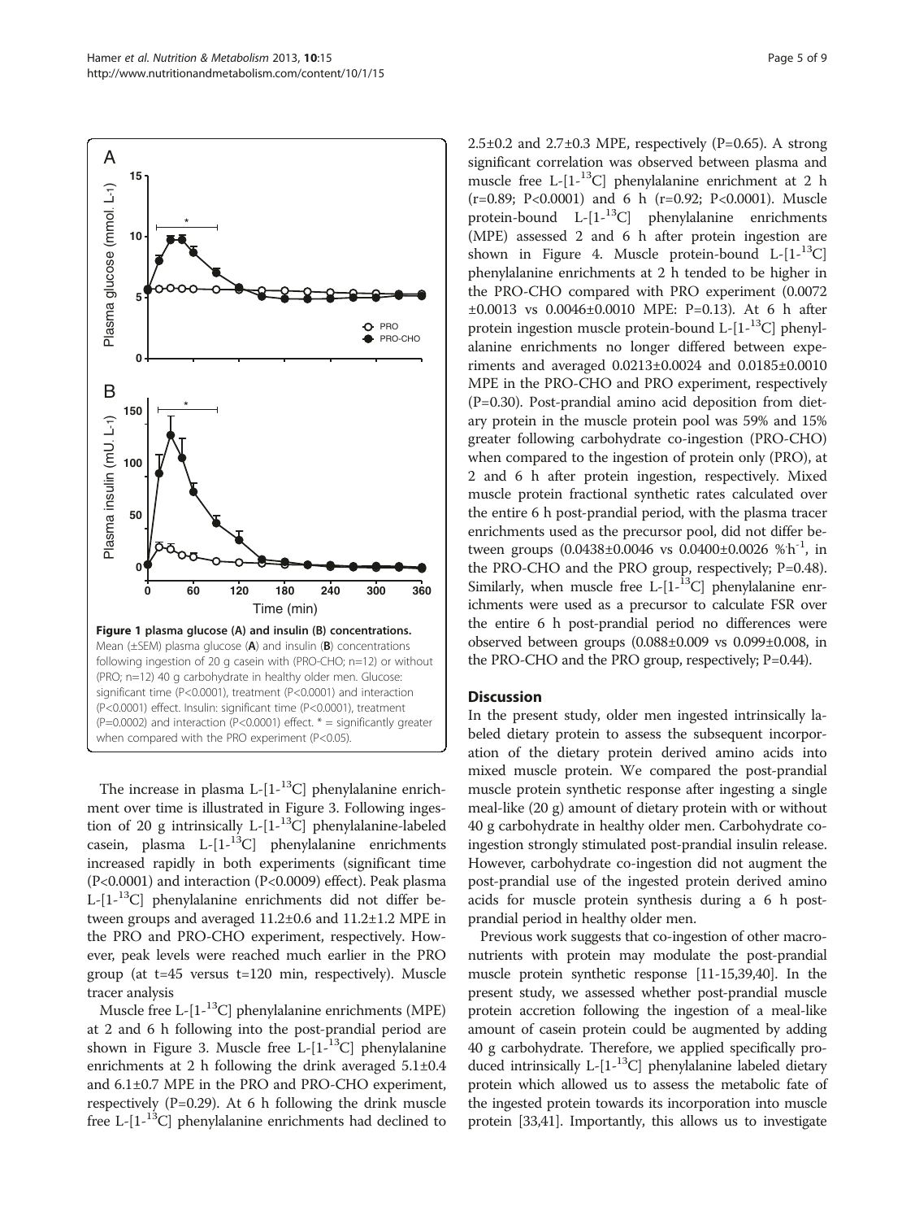**Figure 1 plasma glucose (A) and insulin (B) concentrations.** Mean (±SEM) plasma glucose (**A**) and insulin (**B**) concentrations following ingestion of 20 g casein with (PRO-CHO; n=12) or without (PRO; n=12) 40 g carbohydrate in healthy older men. Glucose: significant time (P<0.0001), treatment (P<0.0001) and interaction (P<0.0001) effect. Insulin: significant time (P<0.0001), treatment (P=0.0002) and interaction (P<0.0001) effect. * = significantly greater when compared with the PRO experiment (P<0.05).

The increase in plasma L-[1-$^{13}$C] phenylalanine enrichment over time is illustrated in Figure 3. Following ingestion of 20 g intrinsically L-[1-$^{13}$C] phenylalanine-labeled casein, plasma L-[1-$^{13}$C] phenylalanine enrichments increased rapidly in both experiments (significant time (P<0.0001) and interaction (P<0.0009) effect). Peak plasma L-[1-$^{13}$C] phenylalanine enrichments did not differ between groups and averaged 11.2±0.6 and 11.2±1.2 MPE in the PRO and PRO-CHO experiment, respectively. However, peak levels were reached much earlier in the PRO group (at t=45 versus t=120 min, respectively). Muscle tracer analysis

Muscle free L-[1-$^{13}$C] phenylalanine enrichments (MPE) at 2 and 6 h following into the post-prandial period are shown in Figure 3. Muscle free L-[1-$^{13}$C] phenylalanine enrichments at 2 h following the drink averaged 5.1±0.4 and 6.1±0.7 MPE in the PRO and PRO-CHO experiment, respectively (P=0.29). At 6 h following the drink muscle free L-[1-$^{13}$C] phenylalanine enrichments had declined to 2.5±0.2 and 2.7±0.3 MPE, respectively (P=0.65). A strong significant correlation was observed between plasma and muscle free L-[1-$^{13}$C] phenylalanine enrichment at 2 h (r=0.89; P<0.0001) and 6 h (r=0.92; P<0.0001). Muscle protein-bound L-[1-$^{13}$C] phenylalanine enrichments (MPE) assessed 2 and 6 h after protein ingestion are shown in Figure 4. Muscle protein-bound L-[1-$^{13}$C] phenylalanine enrichments at 2 h tended to be higher in the PRO-CHO compared with PRO experiment (0.0072 ±0.0013 vs 0.0046±0.0010 MPE: P=0.13). At 6 h after protein ingestion muscle protein-bound L-[1-$^{13}$C] phenylalanine enrichments no longer differed between experiments and averaged 0.0213±0.0024 and 0.0185±0.0010 MPE in the PRO-CHO and PRO experiment, respectively (P=0.30). Post-prandial amino acid deposition from dietary protein in the muscle protein pool was 59% and 15% greater following carbohydrate co-ingestion (PRO-CHO) when compared to the ingestion of protein only (PRO), at 2 and 6 h after protein ingestion, respectively. Mixed muscle protein fractional synthetic rates calculated over the entire 6 h post-prandial period, with the plasma tracer enrichments used as the precursor pool, did not differ between groups (0.0438±0.0046 vs 0.0400±0.0026 %·h$^{-1}$, in the PRO-CHO and the PRO group, respectively; P=0.48). Similarly, when muscle free L-[1-$^{13}$C] phenylalanine enrichments were used as a precursor to calculate FSR over the entire 6 h post-prandial period no differences were observed between groups (0.088±0.009 vs 0.099±0.008, in the PRO-CHO and the PRO group, respectively; P=0.44).

## Discussion

In the present study, older men ingested intrinsically labeled dietary protein to assess the subsequent incorporation of the dietary protein derived amino acids into mixed muscle protein. We compared the post-prandial muscle protein synthetic response after ingesting a single meal-like (20 g) amount of dietary protein with or without 40 g carbohydrate in healthy older men. Carbohydrate co-ingestion strongly stimulated post-prandial insulin release. However, carbohydrate co-ingestion did not augment the post-prandial use of the ingested protein derived amino acids for muscle protein synthesis during a 6 h post-prandial period in healthy older men.

Previous work suggests that co-ingestion of other macronutrients with protein may modulate the post-prandial muscle protein synthetic response [11-15,39,40]. In the present study, we assessed whether post-prandial muscle protein accretion following the ingestion of a meal-like amount of casein protein could be augmented by adding 40 g carbohydrate. Therefore, we applied specifically produced intrinsically L-[1-$^{13}$C] phenylalanine labeled dietary protein which allowed us to assess the metabolic fate of the ingested protein towards its incorporation into muscle protein [33,41]. Importantly, this allows us to investigate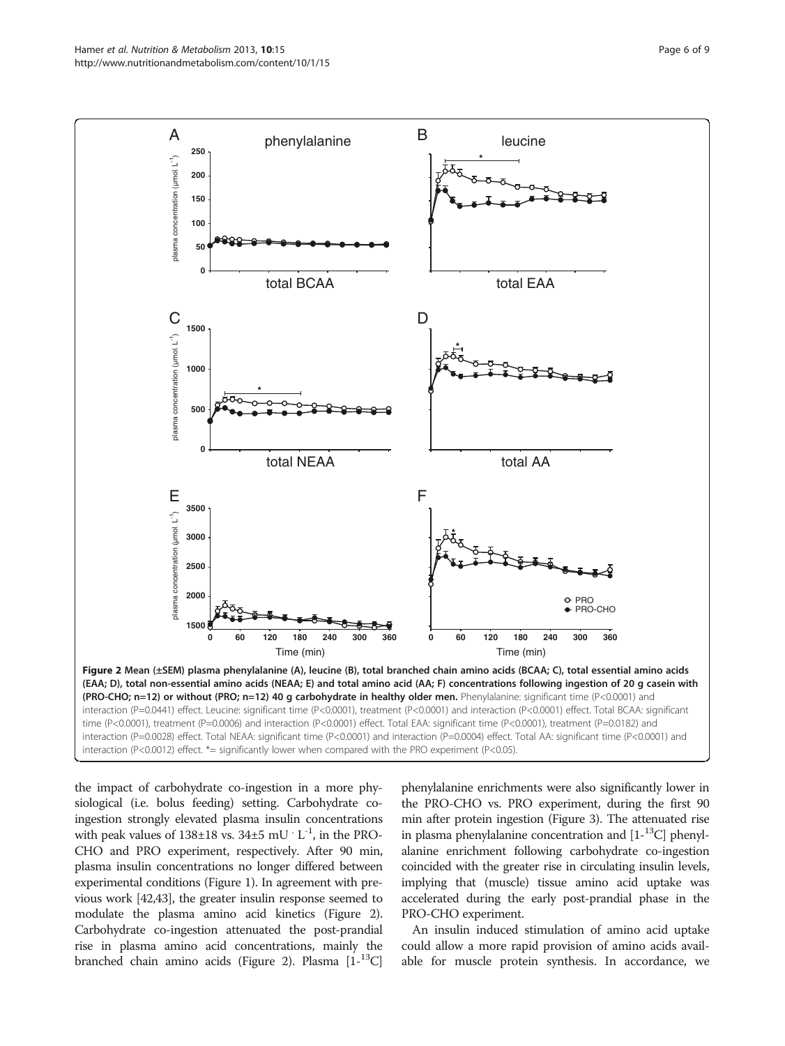**Figure 2 Mean (±SEM) plasma phenylalanine (A), leucine (B), total branched chain amino acids (BCAA; C), total essential amino acids (EAA; D), total non-essential amino acids (NEAA; E) and total amino acid (AA; F) concentrations following ingestion of 20 g casein with (PRO-CHO; n=12) or without (PRO; n=12) 40 g carbohydrate in healthy older men.** Phenylalanine: significant time (P<0.0001) and interaction (P=0.0441) effect. Leucine: significant time (P<0.0001), treatment (P<0.0001) and interaction (P<0.0001) effect. Total BCAA: significant time (P<0.0001), treatment (P=0.0006) and interaction (P<0.0001) effect. Total EAA: significant time (P<0.0001), treatment (P=0.0182) and interaction (P=0.0028) effect. Total NEAA: significant time (P<0.0001) and interaction (P=0.0004) effect. Total AA: significant time (P<0.0001) and interaction (P<0.0012) effect. *= significantly lower when compared with the PRO experiment (P<0.05).

the impact of carbohydrate co-ingestion in a more physiological (i.e. bolus feeding) setting. Carbohydrate co-ingestion strongly elevated plasma insulin concentrations with peak values of 138±18 vs. 34±5 $mU \cdot L^{-1}$, in the PRO-CHO and PRO experiment, respectively. After 90 min, plasma insulin concentrations no longer differed between experimental conditions (Figure 1). In agreement with previous work [42,43], the greater insulin response seemed to modulate the plasma amino acid kinetics (Figure 2). Carbohydrate co-ingestion attenuated the post-prandial rise in plasma amino acid concentrations, mainly the branched chain amino acids (Figure 2). Plasma [1-$^{13}$C] phenylalanine enrichments were also significantly lower in the PRO-CHO vs. PRO experiment, during the first 90 min after protein ingestion (Figure 3). The attenuated rise in plasma phenylalanine concentration and [1-$^{13}$C] phenylalanine enrichment following carbohydrate co-ingestion coincided with the greater rise in circulating insulin levels, implying that (muscle) tissue amino acid uptake was accelerated during the early post-prandial phase in the PRO-CHO experiment.

An insulin induced stimulation of amino acid uptake could allow a more rapid provision of amino acids available for muscle protein synthesis. In accordance, we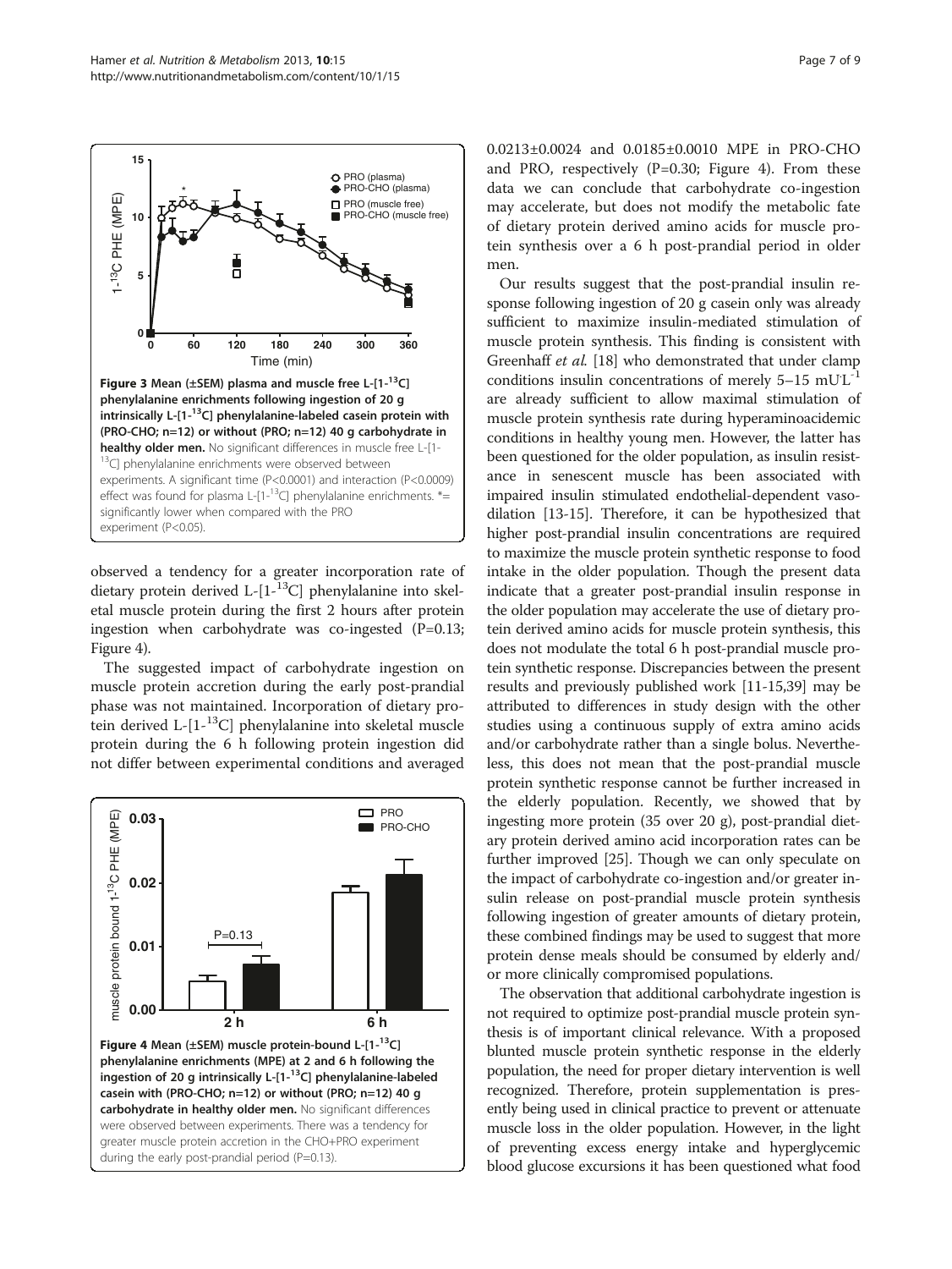Figure 3 Mean (±SEM) plasma and muscle free L-[1-$^{13}$C] phenylalanine enrichments following ingestion of 20 g intrinsically L-[1-$^{13}$C] phenylalanine-labeled casein protein with (PRO-CHO; n=12) or without (PRO; n=12) 40 g carbohydrate in healthy older men. No significant differences in muscle free L-[1-$^{13}$C] phenylalanine enrichments were observed between experiments. A significant time (P<0.0001) and interaction (P<0.0009) effect was found for plasma L-[1-$^{13}$C] phenylalanine enrichments. *= significantly lower when compared with the PRO experiment (P<0.05).

observed a tendency for a greater incorporation rate of dietary protein derived L-[1-$^{13}$C] phenylalanine into skeletal muscle protein during the first 2 hours after protein ingestion when carbohydrate was co-ingested (P=0.13; Figure 4).

The suggested impact of carbohydrate ingestion on muscle protein accretion during the early post-prandial phase was not maintained. Incorporation of dietary protein derived L-[1-$^{13}$C] phenylalanine into skeletal muscle protein during the 6 h following protein ingestion did not differ between experimental conditions and averaged 0.0213±0.0024 and 0.0185±0.0010 MPE in PRO-CHO and PRO, respectively (P=0.30; Figure 4). From these data we can conclude that carbohydrate co-ingestion may accelerate, but does not modify the metabolic fate of dietary protein derived amino acids for muscle protein synthesis over a 6 h post-prandial period in older men.

Figure 4 Mean (±SEM) muscle protein-bound L-[1-$^{13}$C] phenylalanine enrichments (MPE) at 2 and 6 h following the ingestion of 20 g intrinsically L-[1-$^{13}$C] phenylalanine-labeled casein with (PRO-CHO; n=12) or without (PRO; n=12) 40 g carbohydrate in healthy older men. No significant differences were observed between experiments. There was a tendency for greater muscle protein accretion in the CHO+PRO experiment during the early post-prandial period (P=0.13).

Our results suggest that the post-prandial insulin response following ingestion of 20 g casein only was already sufficient to maximize insulin-mediated stimulation of muscle protein synthesis. This finding is consistent with Greenhaff *et al.* [18] who demonstrated that under clamp conditions insulin concentrations of merely 5–15 mU·L$^{-1}$ are already sufficient to allow maximal stimulation of muscle protein synthesis rate during hyperaminoacidemic conditions in healthy young men. However, the latter has been questioned for the older population, as insulin resistance in senescent muscle has been associated with impaired insulin stimulated endothelial-dependent vasodilation [13-15]. Therefore, it can be hypothesized that higher post-prandial insulin concentrations are required to maximize the muscle protein synthetic response to food intake in the older population. Though the present data indicate that a greater post-prandial insulin response in the older population may accelerate the use of dietary protein derived amino acids for muscle protein synthesis, this does not modulate the total 6 h post-prandial muscle protein synthetic response. Discrepancies between the present results and previously published work [11-15,39] may be attributed to differences in study design with the other studies using a continuous supply of extra amino acids and/or carbohydrate rather than a single bolus. Nevertheless, this does not mean that the post-prandial muscle protein synthetic response cannot be further increased in the elderly population. Recently, we showed that by ingesting more protein (35 over 20 g), post-prandial dietary protein derived amino acid incorporation rates can be further improved [25]. Though we can only speculate on the impact of carbohydrate co-ingestion and/or greater insulin release on post-prandial muscle protein synthesis following ingestion of greater amounts of dietary protein, these combined findings may be used to suggest that more protein dense meals should be consumed by elderly and/or more clinically compromised populations.

The observation that additional carbohydrate ingestion is not required to optimize post-prandial muscle protein synthesis is of important clinical relevance. With a proposed blunted muscle protein synthetic response in the elderly population, the need for proper dietary intervention is well recognized. Therefore, protein supplementation is presently being used in clinical practice to prevent or attenuate muscle loss in the older population. However, in the light of preventing excess energy intake and hyperglycemic blood glucose excursions it has been questioned what food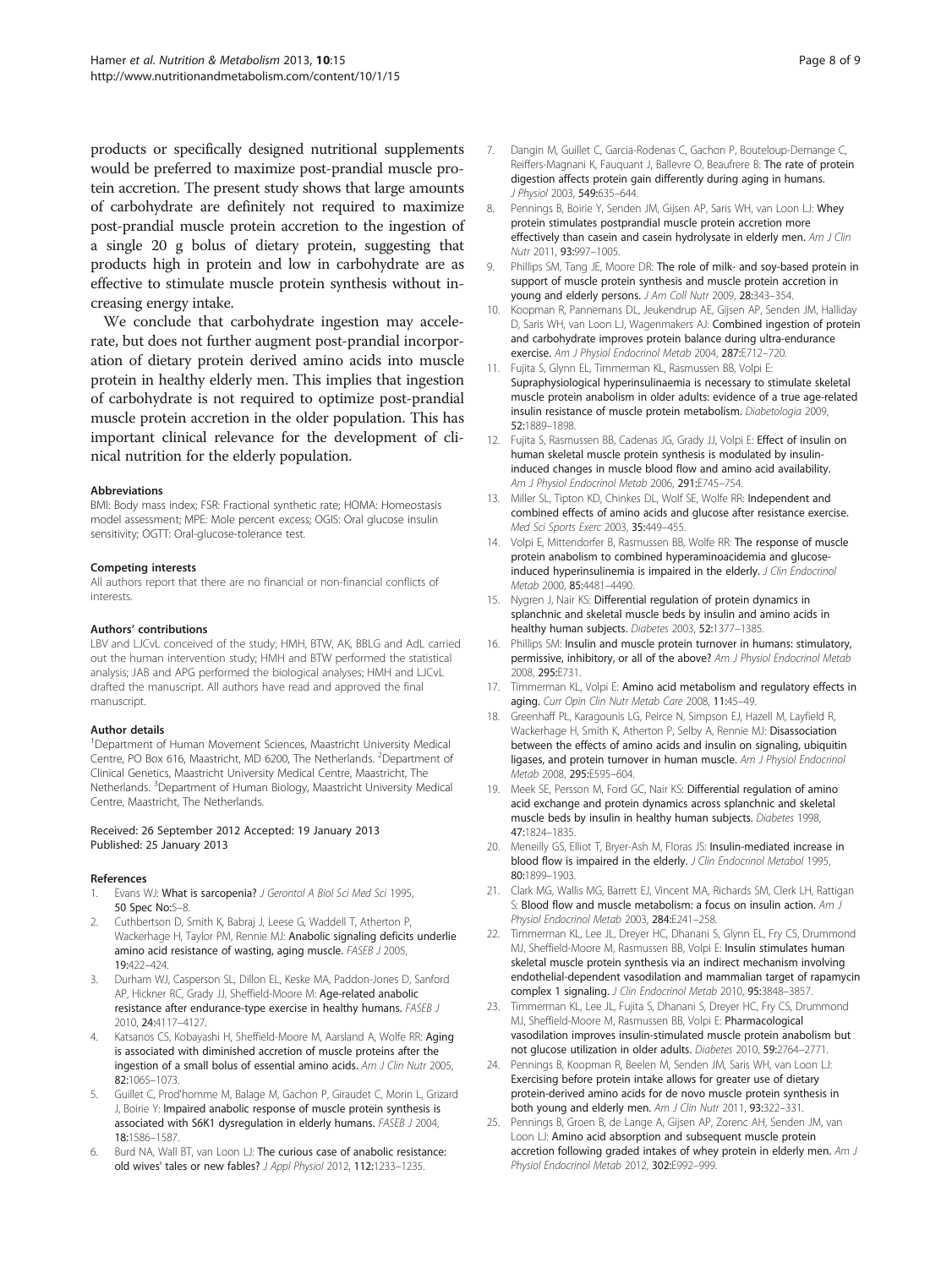products or specifically designed nutritional supplements would be preferred to maximize post-prandial muscle protein accretion. The present study shows that large amounts of carbohydrate are definitely not required to maximize post-prandial muscle protein accretion to the ingestion of a single 20 g bolus of dietary protein, suggesting that products high in protein and low in carbohydrate are as effective to stimulate muscle protein synthesis without increasing energy intake.

We conclude that carbohydrate ingestion may accelerate, but does not further augment post-prandial incorporation of dietary protein derived amino acids into muscle protein in healthy elderly men. This implies that ingestion of carbohydrate is not required to optimize post-prandial muscle protein accretion in the older population. This has important clinical relevance for the development of clinical nutrition for the elderly population.

#### Abbreviations

BMI: Body mass index; FSR: Fractional synthetic rate; HOMA: Homeostasis model assessment; MPE: Mole percent excess; OGIS: Oral glucose insulin sensitivity; OGTT: Oral-glucose-tolerance test.

#### Competing interests

All authors report that there are no financial or non-financial conflicts of interests.

#### Authors' contributions

LBV and LJCvL conceived of the study; HMH, BTW, AK, BBLG and AdL carried out the human intervention study; HMH and BTW performed the statistical analysis; JAB and APG performed the biological analyses; HMH and LJCvL drafted the manuscript. All authors have read and approved the final manuscript.

#### Author details

[1]Department of Human Movement Sciences, Maastricht University Medical Centre, PO Box 616, Maastricht, MD 6200, The Netherlands. [2]Department of Clinical Genetics, Maastricht University Medical Centre, Maastricht, The Netherlands. [3]Department of Human Biology, Maastricht University Medical Centre, Maastricht, The Netherlands.

Received: 26 September 2012 Accepted: 19 January 2013
Published: 25 January 2013

#### References

1. Evans WJ: **What is sarcopenia?** *J Gerontol A Biol Sci Med Sci* 1995, 50 Spec No:5–8.
2. Cuthbertson D, Smith K, Babraj J, Leese G, Waddell T, Atherton P, Wackerhage H, Taylor PM, Rennie MJ: **Anabolic signaling deficits underlie amino acid resistance of wasting, aging muscle.** *FASEB J* 2005, **19:**422–424.
3. Durham WJ, Casperson SL, Dillon EL, Keske MA, Paddon-Jones D, Sanford AP, Hickner RC, Grady JJ, Sheffield-Moore M: **Age-related anabolic resistance after endurance-type exercise in healthy humans.** *FASEB J* 2010, **24:**4117–4127.
4. Katsanos CS, Kobayashi H, Sheffield-Moore M, Aarsland A, Wolfe RR: **Aging is associated with diminished accretion of muscle proteins after the ingestion of a small bolus of essential amino acids.** *Am J Clin Nutr* 2005, **82:**1065–1073.
5. Guillet C, Prod'homme M, Balage M, Gachon P, Giraudet C, Morin L, Grizard J, Boirie Y: **Impaired anabolic response of muscle protein synthesis is associated with S6K1 dysregulation in elderly humans.** *FASEB J* 2004, **18:**1586–1587.
6. Burd NA, Wall BT, van Loon LJ: **The curious case of anabolic resistance: old wives' tales or new fables?** *J Appl Physiol* 2012, **112:**1233–1235.
7. Dangin M, Guillet C, Garcia-Rodenas C, Gachon P, Bouteloup-Demange C, Reiffers-Magnani K, Fauquant J, Ballevre O, Beaufrere B: **The rate of protein digestion affects protein gain differently during aging in humans.** *J Physiol* 2003, **549:**635–644.
8. Pennings B, Boirie Y, Senden JM, Gijsen AP, Saris WH, van Loon LJ: **Whey protein stimulates postprandial muscle protein accretion more effectively than casein and casein hydrolysate in elderly men.** *Am J Clin Nutr* 2011, **93:**997–1005.
9. Phillips SM, Tang JE, Moore DR: **The role of milk- and soy-based protein in support of muscle protein synthesis and muscle protein accretion in young and elderly persons.** *J Am Coll Nutr* 2009, **28:**343–354.
10. Koopman R, Pannemans DL, Jeukendrup AE, Gijsen AP, Senden JM, Halliday D, Saris WH, van Loon LJ, Wagenmakers AJ: **Combined ingestion of protein and carbohydrate improves protein balance during ultra-endurance exercise.** *Am J Physiol Endocrinol Metab* 2004, **287:**E712–720.
11. Fujita S, Glynn EL, Timmerman KL, Rasmussen BB, Volpi E: **Supraphysiological hyperinsulinaemia is necessary to stimulate skeletal muscle protein anabolism in older adults: evidence of a true age-related insulin resistance of muscle protein metabolism.** *Diabetologia* 2009, **52:**1889–1898.
12. Fujita S, Rasmussen BB, Cadenas JG, Grady JJ, Volpi E: **Effect of insulin on human skeletal muscle protein synthesis is modulated by insulin-induced changes in muscle blood flow and amino acid availability.** *Am J Physiol Endocrinol Metab* 2006, **291:**E745–754.
13. Miller SL, Tipton KD, Chinkes DL, Wolf SE, Wolfe RR: **Independent and combined effects of amino acids and glucose after resistance exercise.** *Med Sci Sports Exerc* 2003, **35:**449–455.
14. Volpi E, Mittendorfer B, Rasmussen BB, Wolfe RR: **The response of muscle protein anabolism to combined hyperaminoacidemia and glucose-induced hyperinsulinemia is impaired in the elderly.** *J Clin Endocrinol Metab* 2000, **85:**4481–4490.
15. Nygren J, Nair KS: **Differential regulation of protein dynamics in splanchnic and skeletal muscle beds by insulin and amino acids in healthy human subjects.** *Diabetes* 2003, **52:**1377–1385.
16. Phillips SM: **Insulin and muscle protein turnover in humans: stimulatory, permissive, inhibitory, or all of the above?** *Am J Physiol Endocrinol Metab* 2008, **295:**E731.
17. Timmerman KL, Volpi E: **Amino acid metabolism and regulatory effects in aging.** *Curr Opin Clin Nutr Metab Care* 2008, **11:**45–49.
18. Greenhaff PL, Karagounis LG, Peirce N, Simpson EJ, Hazell M, Layfield R, Wackerhage H, Smith K, Atherton P, Selby A, Rennie MJ: **Disassociation between the effects of amino acids and insulin on signaling, ubiquitin ligases, and protein turnover in human muscle.** *Am J Physiol Endocrinol Metab* 2008, **295:**E595–604.
19. Meek SE, Persson M, Ford GC, Nair KS: **Differential regulation of amino acid exchange and protein dynamics across splanchnic and skeletal muscle beds by insulin in healthy human subjects.** *Diabetes* 1998, **47:**1824–1835.
20. Meneilly GS, Elliot T, Bryer-Ash M, Floras JS: **Insulin-mediated increase in blood flow is impaired in the elderly.** *J Clin Endocrinol Metabol* 1995, **80:**1899–1903.
21. Clark MG, Wallis MG, Barrett EJ, Vincent MA, Richards SM, Clerk LH, Rattigan S: **Blood flow and muscle metabolism: a focus on insulin action.** *Am J Physiol Endocrinol Metab* 2003, **284:**E241–258.
22. Timmerman KL, Lee JL, Dreyer HC, Dhanani S, Glynn EL, Fry CS, Drummond MJ, Sheffield-Moore M, Rasmussen BB, Volpi E: **Insulin stimulates human skeletal muscle protein synthesis via an indirect mechanism involving endothelial-dependent vasodilation and mammalian target of rapamycin complex 1 signaling.** *J Clin Endocrinol Metab* 2010, **95:**3848–3857.
23. Timmerman KL, Lee JL, Fujita S, Dhanani S, Dreyer HC, Fry CS, Drummond MJ, Sheffield-Moore M, Rasmussen BB, Volpi E: **Pharmacological vasodilation improves insulin-stimulated muscle protein anabolism but not glucose utilization in older adults.** *Diabetes* 2010, **59:**2764–2771.
24. Pennings B, Koopman R, Beelen M, Senden JM, Saris WH, van Loon LJ: **Exercising before protein intake allows for greater use of dietary protein-derived amino acids for de novo muscle protein synthesis in both young and elderly men.** *Am J Clin Nutr* 2011, **93:**322–331.
25. Pennings B, Groen B, de Lange A, Gijsen AP, Zorenc AH, Senden JM, van Loon LJ: **Amino acid absorption and subsequent muscle protein accretion following graded intakes of whey protein in elderly men.** *Am J Physiol Endocrinol Metab* 2012, **302:**E992–999.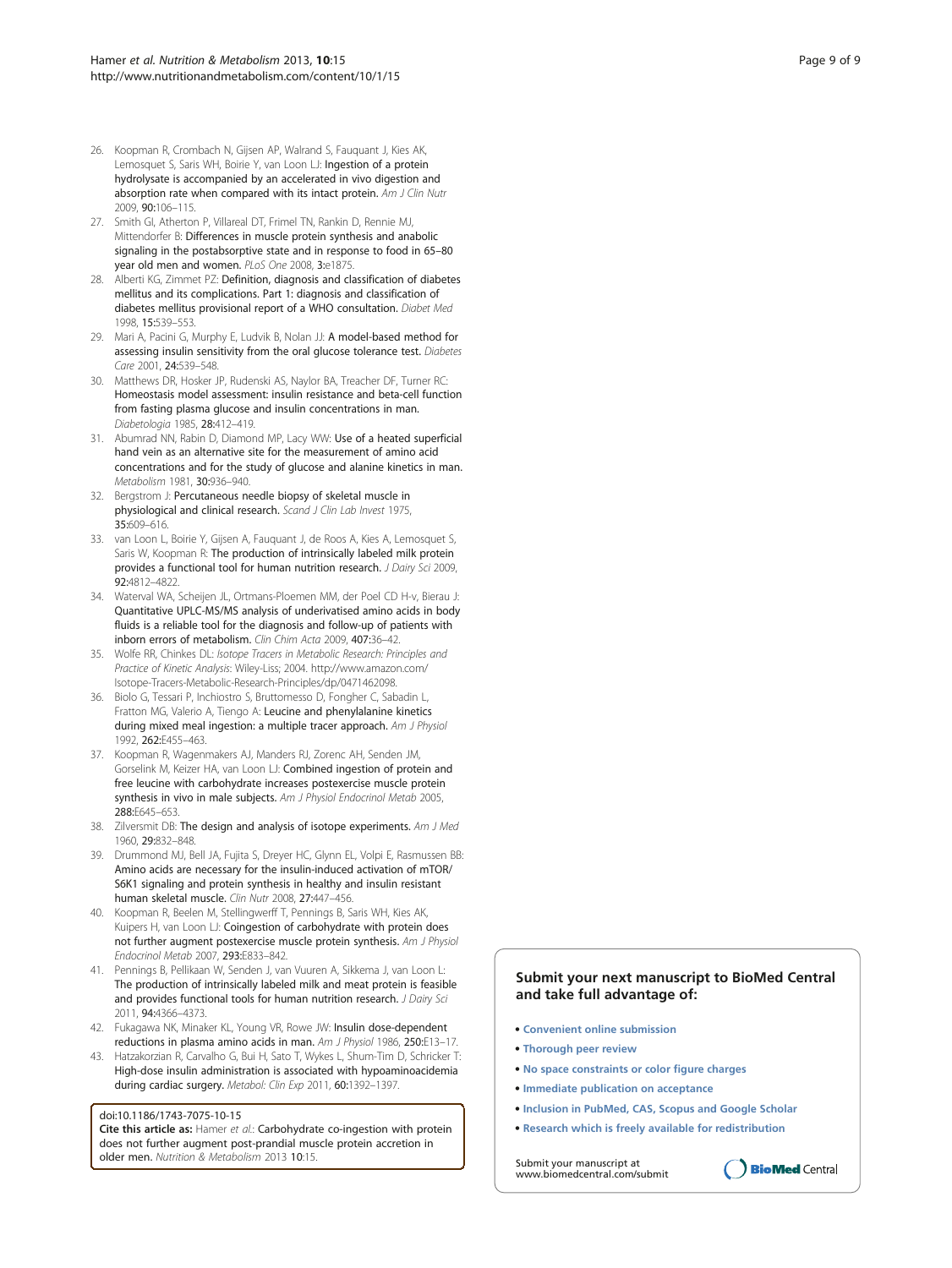26. Koopman R, Crombach N, Gijsen AP, Walrand S, Fauquant J, Kies AK, Lemosquet S, Saris WH, Boirie Y, van Loon LJ: Ingestion of a protein hydrolysate is accompanied by an accelerated in vivo digestion and absorption rate when compared with its intact protein. *Am J Clin Nutr* 2009, **90:**106–115.
27. Smith GI, Atherton P, Villareal DT, Frimel TN, Rankin D, Rennie MJ, Mittendorfer B: Differences in muscle protein synthesis and anabolic signaling in the postabsorptive state and in response to food in 65–80 year old men and women. *PLoS One* 2008, **3:**e1875.
28. Alberti KG, Zimmet PZ: Definition, diagnosis and classification of diabetes mellitus and its complications. Part 1: diagnosis and classification of diabetes mellitus provisional report of a WHO consultation. *Diabet Med* 1998, **15:**539–553.
29. Mari A, Pacini G, Murphy E, Ludvik B, Nolan JJ: A model-based method for assessing insulin sensitivity from the oral glucose tolerance test. *Diabetes Care* 2001, **24:**539–548.
30. Matthews DR, Hosker JP, Rudenski AS, Naylor BA, Treacher DF, Turner RC: Homeostasis model assessment: insulin resistance and beta-cell function from fasting plasma glucose and insulin concentrations in man. *Diabetologia* 1985, **28:**412–419.
31. Abumrad NN, Rabin D, Diamond MP, Lacy WW: Use of a heated superficial hand vein as an alternative site for the measurement of amino acid concentrations and for the study of glucose and alanine kinetics in man. *Metabolism* 1981, **30:**936–940.
32. Bergstrom J: Percutaneous needle biopsy of skeletal muscle in physiological and clinical research. *Scand J Clin Lab Invest* 1975, **35:**609–616.
33. van Loon L, Boirie Y, Gijsen A, Fauquant J, de Roos A, Kies A, Lemosquet S, Saris W, Koopman R: The production of intrinsically labeled milk protein provides a functional tool for human nutrition research. *J Dairy Sci* 2009, **92:**4812–4822.
34. Waterval WA, Scheijen JL, Ortmans-Ploemen MM, der Poel CD H-v, Bierau J: Quantitative UPLC-MS/MS analysis of underivatised amino acids in body fluids is a reliable tool for the diagnosis and follow-up of patients with inborn errors of metabolism. *Clin Chim Acta* 2009, **407:**36–42.
35. Wolfe RR, Chinkes DL: *Isotope Tracers in Metabolic Research: Principles and Practice of Kinetic Analysis*: Wiley-Liss; 2004. http://www.amazon.com/Isotope-Tracers-Metabolic-Research-Principles/dp/0471462098.
36. Biolo G, Tessari P, Inchiostro S, Bruttomesso D, Fongher C, Sabadin L, Fratton MG, Valerio A, Tiengo A: Leucine and phenylalanine kinetics during mixed meal ingestion: a multiple tracer approach. *Am J Physiol* 1992, **262:**E455–463.
37. Koopman R, Wagenmakers AJ, Manders RJ, Zorenc AH, Senden JM, Gorselink M, Keizer HA, van Loon LJ: Combined ingestion of protein and free leucine with carbohydrate increases postexercise muscle protein synthesis in vivo in male subjects. *Am J Physiol Endocrinol Metab* 2005, **288:**E645–653.
38. Zilversmit DB: The design and analysis of isotope experiments. *Am J Med* 1960, **29:**832–848.
39. Drummond MJ, Bell JA, Fujita S, Dreyer HC, Glynn EL, Volpi E, Rasmussen BB: Amino acids are necessary for the insulin-induced activation of mTOR/S6K1 signaling and protein synthesis in healthy and insulin resistant human skeletal muscle. *Clin Nutr* 2008, **27:**447–456.
40. Koopman R, Beelen M, Stellingwerff T, Pennings B, Saris WH, Kies AK, Kuipers H, van Loon LJ: Coingestion of carbohydrate with protein does not further augment postexercise muscle protein synthesis. *Am J Physiol Endocrinol Metab* 2007, **293:**E833–842.
41. Pennings B, Pellikaan W, Senden J, van Vuuren A, Sikkema J, van Loon L: The production of intrinsically labeled milk and meat protein is feasible and provides functional tools for human nutrition research. *J Dairy Sci* 2011, **94:**4366–4373.
42. Fukagawa NK, Minaker KL, Young VR, Rowe JW: Insulin dose-dependent reductions in plasma amino acids in man. *Am J Physiol* 1986, **250:**E13–17.
43. Hatzakorzian R, Carvalho G, Bui H, Sato T, Wykes L, Shum-Tim D, Schricker T: High-dose insulin administration is associated with hypoaminoacidemia during cardiac surgery. *Metabol: Clin Exp* 2011, **60:**1392–1397.

doi:10.1186/1743-7075-10-15

**Cite this article as:** Hamer *et al.*: Carbohydrate co-ingestion with protein does not further augment post-prandial muscle protein accretion in older men. *Nutrition & Metabolism* 2013 **10**:15.

**Submit your next manuscript to BioMed Central and take full advantage of:**

- **Convenient online submission**
- **Thorough peer review**
- **No space constraints or color figure charges**
- **Immediate publication on acceptance**
- **Inclusion in PubMed, CAS, Scopus and Google Scholar**
- **Research which is freely available for redistribution**

Submit your manuscript at www.biomedcentral.com/submit

BioMed Central